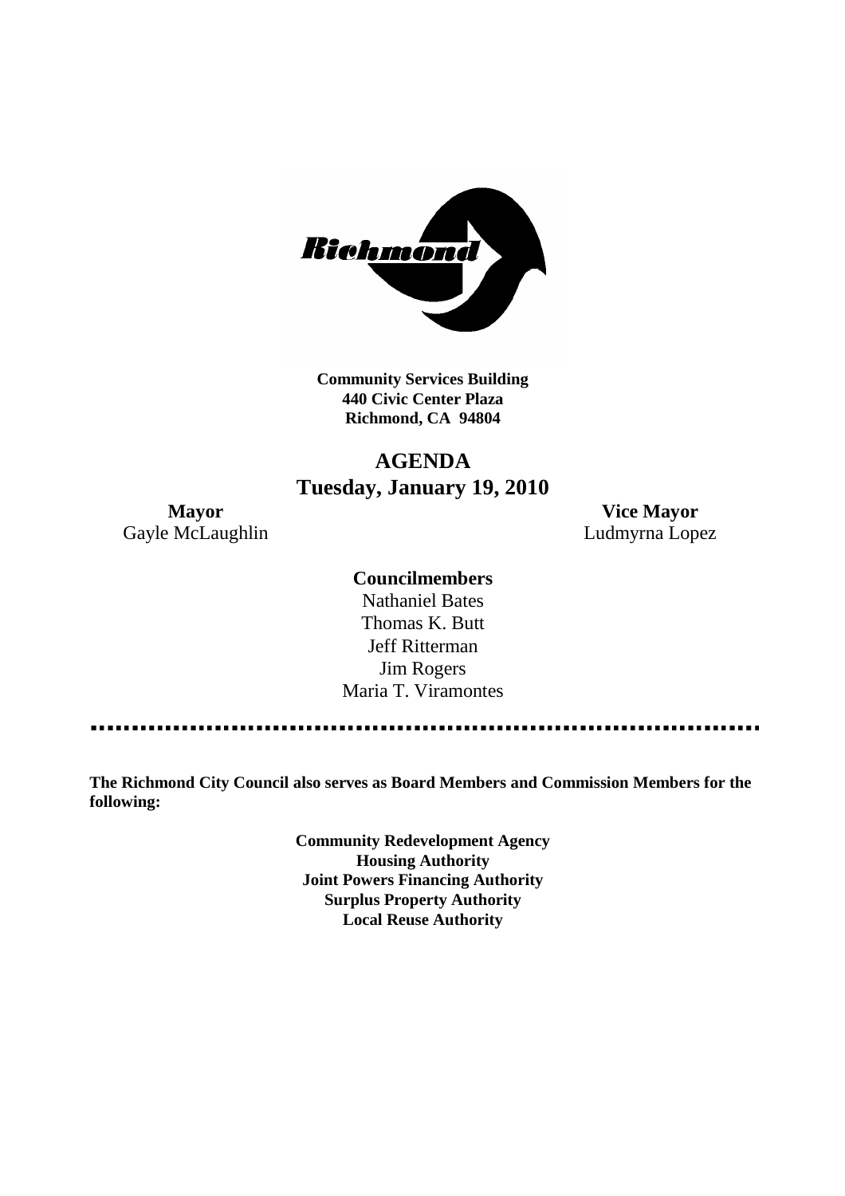**Community Services Building**
**440 Civic Center Plaza**
**Richmond, CA 94804**

# AGENDA
## Tuesday, January 19, 2010

**Mayor**
Gayle McLaughlin

**Vice Mayor**
Ludmyrna Lopez

**Councilmembers**
Nathaniel Bates
Thomas K. Butt
Jeff Ritterman
Jim Rogers
Maria T. Viramontes

---

**The Richmond City Council also serves as Board Members and Commission Members for the following:**

**Community Redevelopment Agency**
**Housing Authority**
**Joint Powers Financing Authority**
**Surplus Property Authority**
**Local Reuse Authority**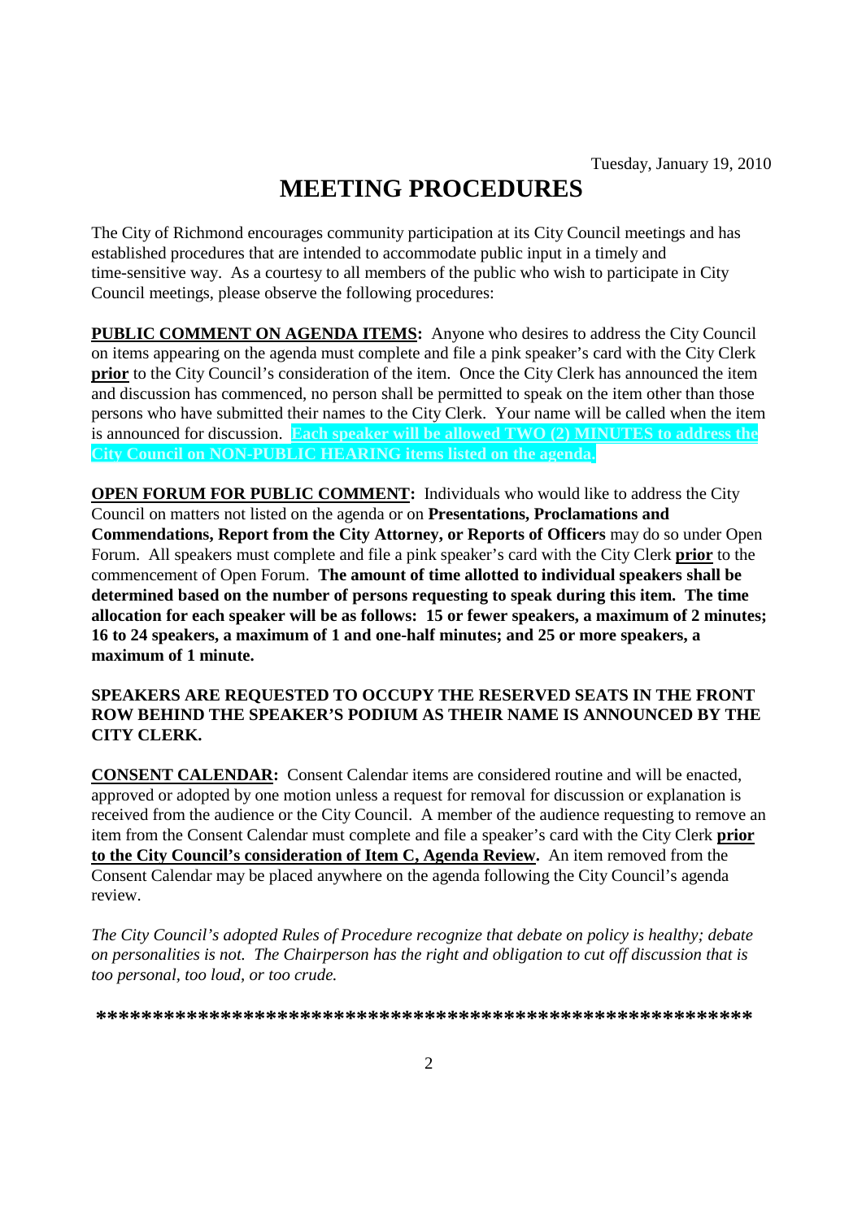Tuesday, January 19, 2010

# MEETING PROCEDURES

The City of Richmond encourages community participation at its City Council meetings and has established procedures that are intended to accommodate public input in a timely and time-sensitive way. As a courtesy to all members of the public who wish to participate in City Council meetings, please observe the following procedures:

**PUBLIC COMMENT ON AGENDA ITEMS:** Anyone who desires to address the City Council on items appearing on the agenda must complete and file a pink speaker's card with the City Clerk **prior** to the City Council's consideration of the item. Once the City Clerk has announced the item and discussion has commenced, no person shall be permitted to speak on the item other than those persons who have submitted their names to the City Clerk. Your name will be called when the item is announced for discussion. **Each speaker will be allowed TWO (2) MINUTES to address the City Council on NON-PUBLIC HEARING items listed on the agenda.**

**OPEN FORUM FOR PUBLIC COMMENT:** Individuals who would like to address the City Council on matters not listed on the agenda or on **Presentations, Proclamations and Commendations, Report from the City Attorney, or Reports of Officers** may do so under Open Forum. All speakers must complete and file a pink speaker's card with the City Clerk **prior** to the commencement of Open Forum. **The amount of time allotted to individual speakers shall be determined based on the number of persons requesting to speak during this item. The time allocation for each speaker will be as follows: 15 or fewer speakers, a maximum of 2 minutes; 16 to 24 speakers, a maximum of 1 and one-half minutes; and 25 or more speakers, a maximum of 1 minute.**

**SPEAKERS ARE REQUESTED TO OCCUPY THE RESERVED SEATS IN THE FRONT ROW BEHIND THE SPEAKER'S PODIUM AS THEIR NAME IS ANNOUNCED BY THE CITY CLERK.**

**CONSENT CALENDAR:** Consent Calendar items are considered routine and will be enacted, approved or adopted by one motion unless a request for removal for discussion or explanation is received from the audience or the City Council. A member of the audience requesting to remove an item from the Consent Calendar must complete and file a speaker's card with the City Clerk **prior to the City Council's consideration of Item C, Agenda Review.** An item removed from the Consent Calendar may be placed anywhere on the agenda following the City Council's agenda review.

*The City Council's adopted Rules of Procedure recognize that debate on policy is healthy; debate on personalities is not. The Chairperson has the right and obligation to cut off discussion that is too personal, too loud, or too crude.*

**\*\*\*\*\*\*\*\*\*\*\*\*\*\*\*\*\*\*\*\*\*\*\*\*\*\*\*\*\*\*\*\*\*\*\*\*\*\*\*\*\*\*\*\*\*\*\*\*\*\*\*\*\*\*\*\*\*\*\***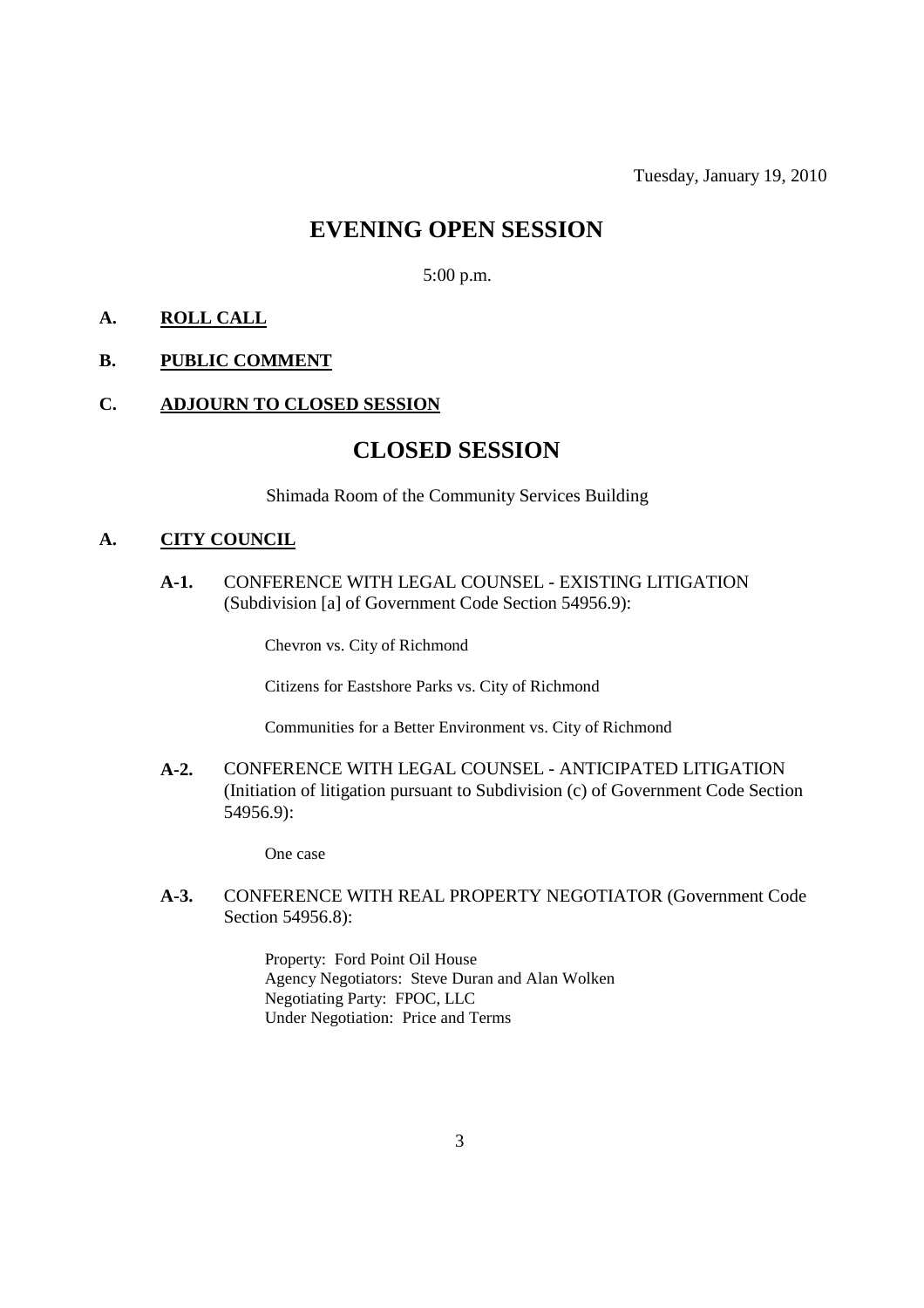Tuesday, January 19, 2010

# EVENING OPEN SESSION

5:00 p.m.

**A. ROLL CALL**

**B. PUBLIC COMMENT**

**C. ADJOURN TO CLOSED SESSION**

# CLOSED SESSION

Shimada Room of the Community Services Building

**A. CITY COUNCIL**

**A-1.** CONFERENCE WITH LEGAL COUNSEL - EXISTING LITIGATION (Subdivision [a] of Government Code Section 54956.9):

Chevron vs. City of Richmond

Citizens for Eastshore Parks vs. City of Richmond

Communities for a Better Environment vs. City of Richmond

**A-2.** CONFERENCE WITH LEGAL COUNSEL - ANTICIPATED LITIGATION (Initiation of litigation pursuant to Subdivision (c) of Government Code Section 54956.9):

One case

**A-3.** CONFERENCE WITH REAL PROPERTY NEGOTIATOR (Government Code Section 54956.8):

Property: Ford Point Oil House
Agency Negotiators: Steve Duran and Alan Wolken
Negotiating Party: FPOC, LLC
Under Negotiation: Price and Terms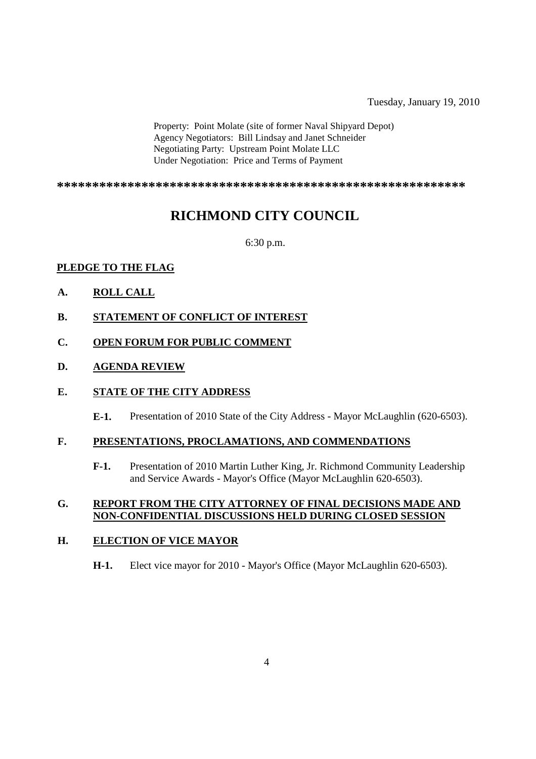Property: Point Molate (site of former Naval Shipyard Depot)
Agency Negotiators: Bill Lindsay and Janet Schneider
Negotiating Party: Upstream Point Molate LLC
Under Negotiation: Price and Terms of Payment

*************************************************************

# RICHMOND CITY COUNCIL

6:30 p.m.

**PLEDGE TO THE FLAG**

**A. ROLL CALL**

**B. STATEMENT OF CONFLICT OF INTEREST**

**C. OPEN FORUM FOR PUBLIC COMMENT**

**D. AGENDA REVIEW**

**E. STATE OF THE CITY ADDRESS**

**E-1.** Presentation of 2010 State of the City Address - Mayor McLaughlin (620-6503).

**F. PRESENTATIONS, PROCLAMATIONS, AND COMMENDATIONS**

**F-1.** Presentation of 2010 Martin Luther King, Jr. Richmond Community Leadership and Service Awards - Mayor's Office (Mayor McLaughlin 620-6503).

**G. REPORT FROM THE CITY ATTORNEY OF FINAL DECISIONS MADE AND NON-CONFIDENTIAL DISCUSSIONS HELD DURING CLOSED SESSION**

**H. ELECTION OF VICE MAYOR**

**H-1.** Elect vice mayor for 2010 - Mayor's Office (Mayor McLaughlin 620-6503).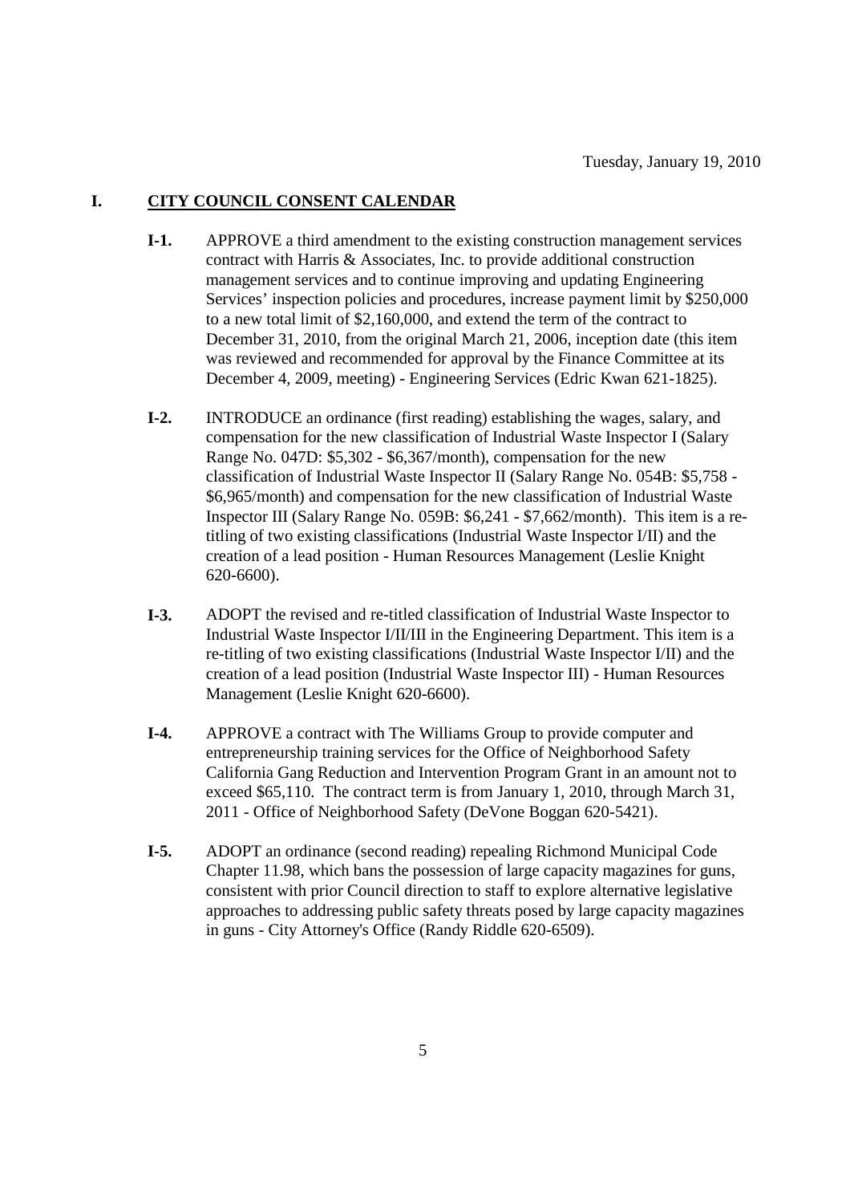Tuesday, January 19, 2010

## I. CITY COUNCIL CONSENT CALENDAR

**I-1.** APPROVE a third amendment to the existing construction management services contract with Harris & Associates, Inc. to provide additional construction management services and to continue improving and updating Engineering Services' inspection policies and procedures, increase payment limit by $250,000 to a new total limit of $2,160,000, and extend the term of the contract to December 31, 2010, from the original March 21, 2006, inception date (this item was reviewed and recommended for approval by the Finance Committee at its December 4, 2009, meeting) - Engineering Services (Edric Kwan 621-1825).

**I-2.** INTRODUCE an ordinance (first reading) establishing the wages, salary, and compensation for the new classification of Industrial Waste Inspector I (Salary Range No. 047D: $5,302 - $6,367/month), compensation for the new classification of Industrial Waste Inspector II (Salary Range No. 054B: $5,758 - $6,965/month) and compensation for the new classification of Industrial Waste Inspector III (Salary Range No. 059B: $6,241 - $7,662/month). This item is a re-titling of two existing classifications (Industrial Waste Inspector I/II) and the creation of a lead position - Human Resources Management (Leslie Knight 620-6600).

**I-3.** ADOPT the revised and re-titled classification of Industrial Waste Inspector to Industrial Waste Inspector I/II/III in the Engineering Department. This item is a re-titling of two existing classifications (Industrial Waste Inspector I/II) and the creation of a lead position (Industrial Waste Inspector III) - Human Resources Management (Leslie Knight 620-6600).

**I-4.** APPROVE a contract with The Williams Group to provide computer and entrepreneurship training services for the Office of Neighborhood Safety California Gang Reduction and Intervention Program Grant in an amount not to exceed $65,110. The contract term is from January 1, 2010, through March 31, 2011 - Office of Neighborhood Safety (DeVone Boggan 620-5421).

**I-5.** ADOPT an ordinance (second reading) repealing Richmond Municipal Code Chapter 11.98, which bans the possession of large capacity magazines for guns, consistent with prior Council direction to staff to explore alternative legislative approaches to addressing public safety threats posed by large capacity magazines in guns - City Attorney's Office (Randy Riddle 620-6509).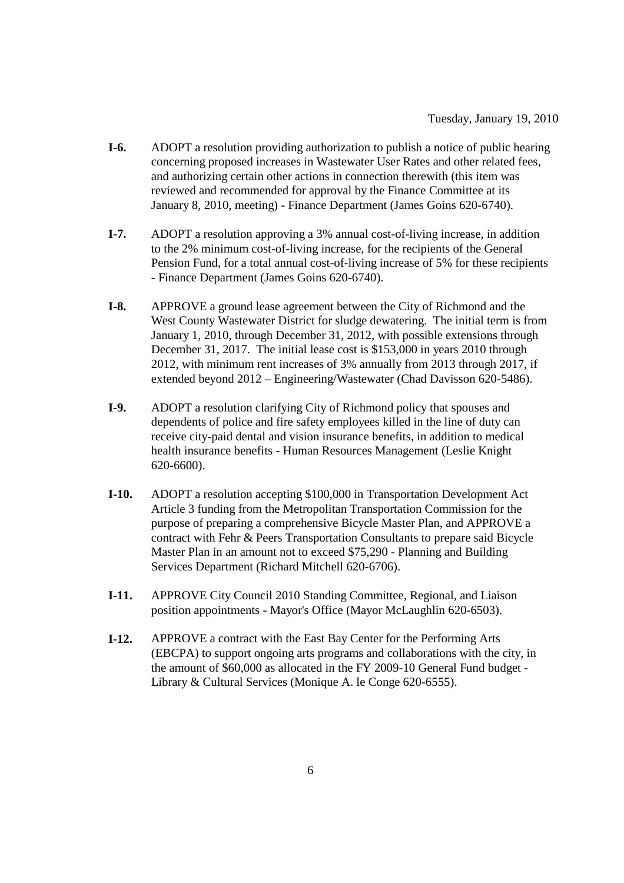Tuesday, January 19, 2010

**I-6.** ADOPT a resolution providing authorization to publish a notice of public hearing concerning proposed increases in Wastewater User Rates and other related fees, and authorizing certain other actions in connection therewith (this item was reviewed and recommended for approval by the Finance Committee at its January 8, 2010, meeting) - Finance Department (James Goins 620-6740).

**I-7.** ADOPT a resolution approving a 3% annual cost-of-living increase, in addition to the 2% minimum cost-of-living increase, for the recipients of the General Pension Fund, for a total annual cost-of-living increase of 5% for these recipients - Finance Department (James Goins 620-6740).

**I-8.** APPROVE a ground lease agreement between the City of Richmond and the West County Wastewater District for sludge dewatering. The initial term is from January 1, 2010, through December 31, 2012, with possible extensions through December 31, 2017. The initial lease cost is $153,000 in years 2010 through 2012, with minimum rent increases of 3% annually from 2013 through 2017, if extended beyond 2012 – Engineering/Wastewater (Chad Davisson 620-5486).

**I-9.** ADOPT a resolution clarifying City of Richmond policy that spouses and dependents of police and fire safety employees killed in the line of duty can receive city-paid dental and vision insurance benefits, in addition to medical health insurance benefits - Human Resources Management (Leslie Knight 620-6600).

**I-10.** ADOPT a resolution accepting $100,000 in Transportation Development Act Article 3 funding from the Metropolitan Transportation Commission for the purpose of preparing a comprehensive Bicycle Master Plan, and APPROVE a contract with Fehr & Peers Transportation Consultants to prepare said Bicycle Master Plan in an amount not to exceed $75,290 - Planning and Building Services Department (Richard Mitchell 620-6706).

**I-11.** APPROVE City Council 2010 Standing Committee, Regional, and Liaison position appointments - Mayor's Office (Mayor McLaughlin 620-6503).

**I-12.** APPROVE a contract with the East Bay Center for the Performing Arts (EBCPA) to support ongoing arts programs and collaborations with the city, in the amount of $60,000 as allocated in the FY 2009-10 General Fund budget - Library & Cultural Services (Monique A. le Conge 620-6555).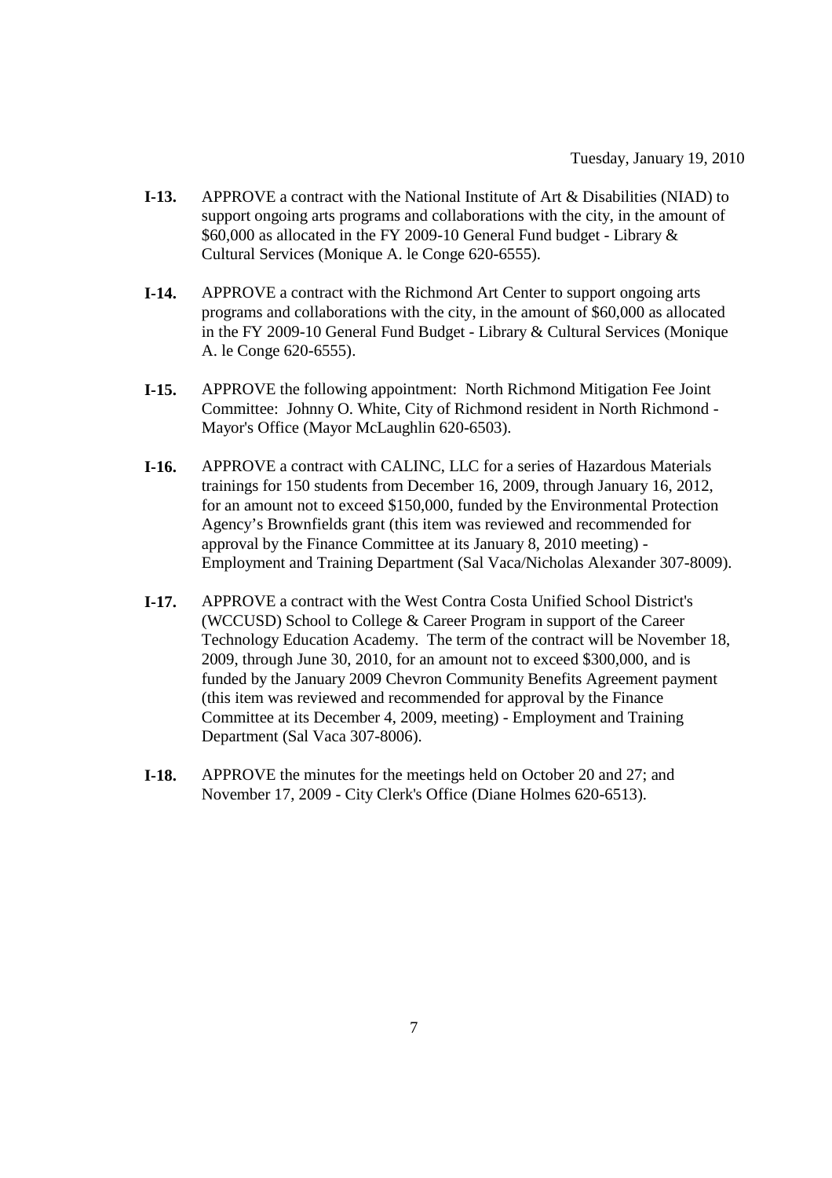**I-13.** APPROVE a contract with the National Institute of Art & Disabilities (NIAD) to support ongoing arts programs and collaborations with the city, in the amount of $60,000 as allocated in the FY 2009-10 General Fund budget - Library & Cultural Services (Monique A. le Conge 620-6555).

**I-14.** APPROVE a contract with the Richmond Art Center to support ongoing arts programs and collaborations with the city, in the amount of $60,000 as allocated in the FY 2009-10 General Fund Budget - Library & Cultural Services (Monique A. le Conge 620-6555).

**I-15.** APPROVE the following appointment: North Richmond Mitigation Fee Joint Committee: Johnny O. White, City of Richmond resident in North Richmond - Mayor's Office (Mayor McLaughlin 620-6503).

**I-16.** APPROVE a contract with CALINC, LLC for a series of Hazardous Materials trainings for 150 students from December 16, 2009, through January 16, 2012, for an amount not to exceed $150,000, funded by the Environmental Protection Agency's Brownfields grant (this item was reviewed and recommended for approval by the Finance Committee at its January 8, 2010 meeting) - Employment and Training Department (Sal Vaca/Nicholas Alexander 307-8009).

**I-17.** APPROVE a contract with the West Contra Costa Unified School District's (WCCUSD) School to College & Career Program in support of the Career Technology Education Academy. The term of the contract will be November 18, 2009, through June 30, 2010, for an amount not to exceed $300,000, and is funded by the January 2009 Chevron Community Benefits Agreement payment (this item was reviewed and recommended for approval by the Finance Committee at its December 4, 2009, meeting) - Employment and Training Department (Sal Vaca 307-8006).

**I-18.** APPROVE the minutes for the meetings held on October 20 and 27; and November 17, 2009 - City Clerk's Office (Diane Holmes 620-6513).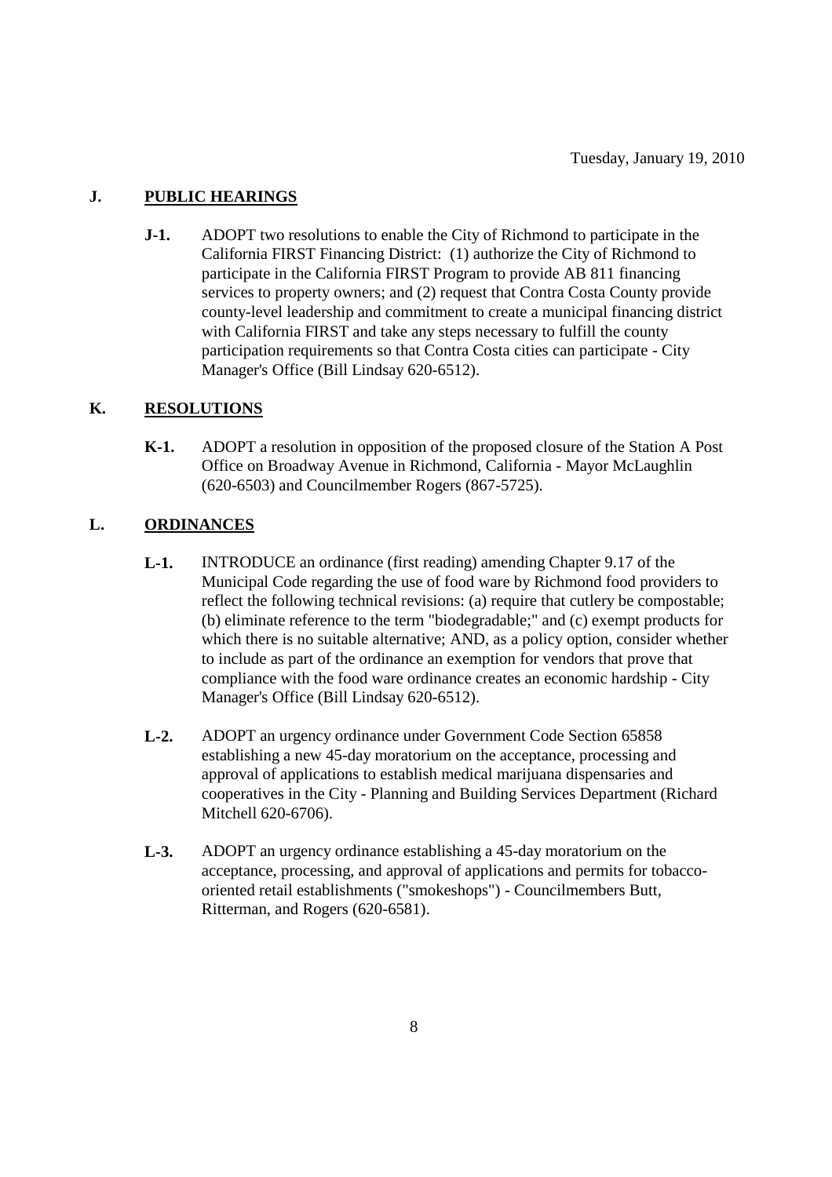Tuesday, January 19, 2010

## J. PUBLIC HEARINGS

**J-1.** ADOPT two resolutions to enable the City of Richmond to participate in the California FIRST Financing District: (1) authorize the City of Richmond to participate in the California FIRST Program to provide AB 811 financing services to property owners; and (2) request that Contra Costa County provide county-level leadership and commitment to create a municipal financing district with California FIRST and take any steps necessary to fulfill the county participation requirements so that Contra Costa cities can participate - City Manager's Office (Bill Lindsay 620-6512).

## K. RESOLUTIONS

**K-1.** ADOPT a resolution in opposition of the proposed closure of the Station A Post Office on Broadway Avenue in Richmond, California - Mayor McLaughlin (620-6503) and Councilmember Rogers (867-5725).

## L. ORDINANCES

**L-1.** INTRODUCE an ordinance (first reading) amending Chapter 9.17 of the Municipal Code regarding the use of food ware by Richmond food providers to reflect the following technical revisions: (a) require that cutlery be compostable; (b) eliminate reference to the term "biodegradable;" and (c) exempt products for which there is no suitable alternative; AND, as a policy option, consider whether to include as part of the ordinance an exemption for vendors that prove that compliance with the food ware ordinance creates an economic hardship - City Manager's Office (Bill Lindsay 620-6512).

**L-2.** ADOPT an urgency ordinance under Government Code Section 65858 establishing a new 45-day moratorium on the acceptance, processing and approval of applications to establish medical marijuana dispensaries and cooperatives in the City - Planning and Building Services Department (Richard Mitchell 620-6706).

**L-3.** ADOPT an urgency ordinance establishing a 45-day moratorium on the acceptance, processing, and approval of applications and permits for tobacco-oriented retail establishments ("smokeshops") - Councilmembers Butt, Ritterman, and Rogers (620-6581).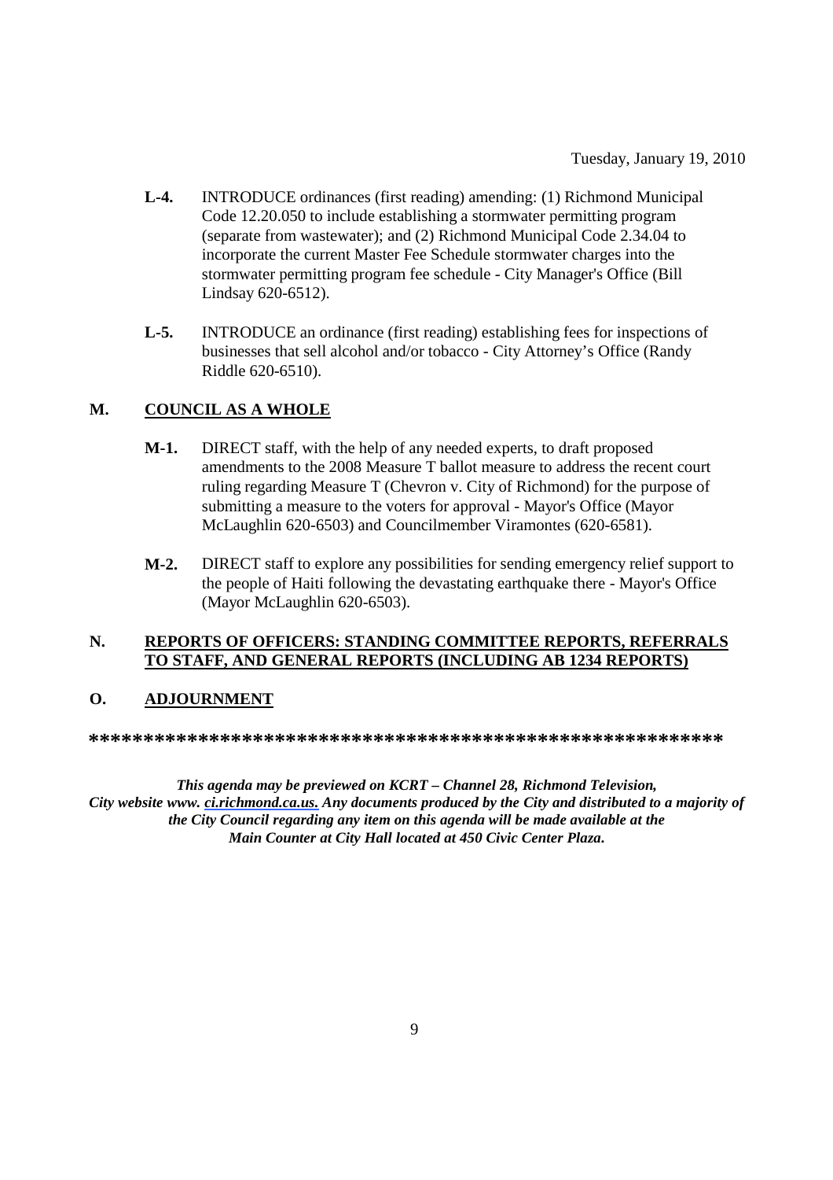Tuesday, January 19, 2010

**L-4.** INTRODUCE ordinances (first reading) amending: (1) Richmond Municipal Code 12.20.050 to include establishing a stormwater permitting program (separate from wastewater); and (2) Richmond Municipal Code 2.34.04 to incorporate the current Master Fee Schedule stormwater charges into the stormwater permitting program fee schedule - City Manager's Office (Bill Lindsay 620-6512).

**L-5.** INTRODUCE an ordinance (first reading) establishing fees for inspections of businesses that sell alcohol and/or tobacco - City Attorney's Office (Randy Riddle 620-6510).

## M. COUNCIL AS A WHOLE

**M-1.** DIRECT staff, with the help of any needed experts, to draft proposed amendments to the 2008 Measure T ballot measure to address the recent court ruling regarding Measure T (Chevron v. City of Richmond) for the purpose of submitting a measure to the voters for approval - Mayor's Office (Mayor McLaughlin 620-6503) and Councilmember Viramontes (620-6581).

**M-2.** DIRECT staff to explore any possibilities for sending emergency relief support to the people of Haiti following the devastating earthquake there - Mayor's Office (Mayor McLaughlin 620-6503).

## N. REPORTS OF OFFICERS: STANDING COMMITTEE REPORTS, REFERRALS TO STAFF, AND GENERAL REPORTS (INCLUDING AB 1234 REPORTS)

## O. ADJOURNMENT

**************************************************************

***This agenda may be previewed on KCRT – Channel 28, Richmond Television, City website www. ci.richmond.ca.us. Any documents produced by the City and distributed to a majority of the City Council regarding any item on this agenda will be made available at the Main Counter at City Hall located at 450 Civic Center Plaza.***